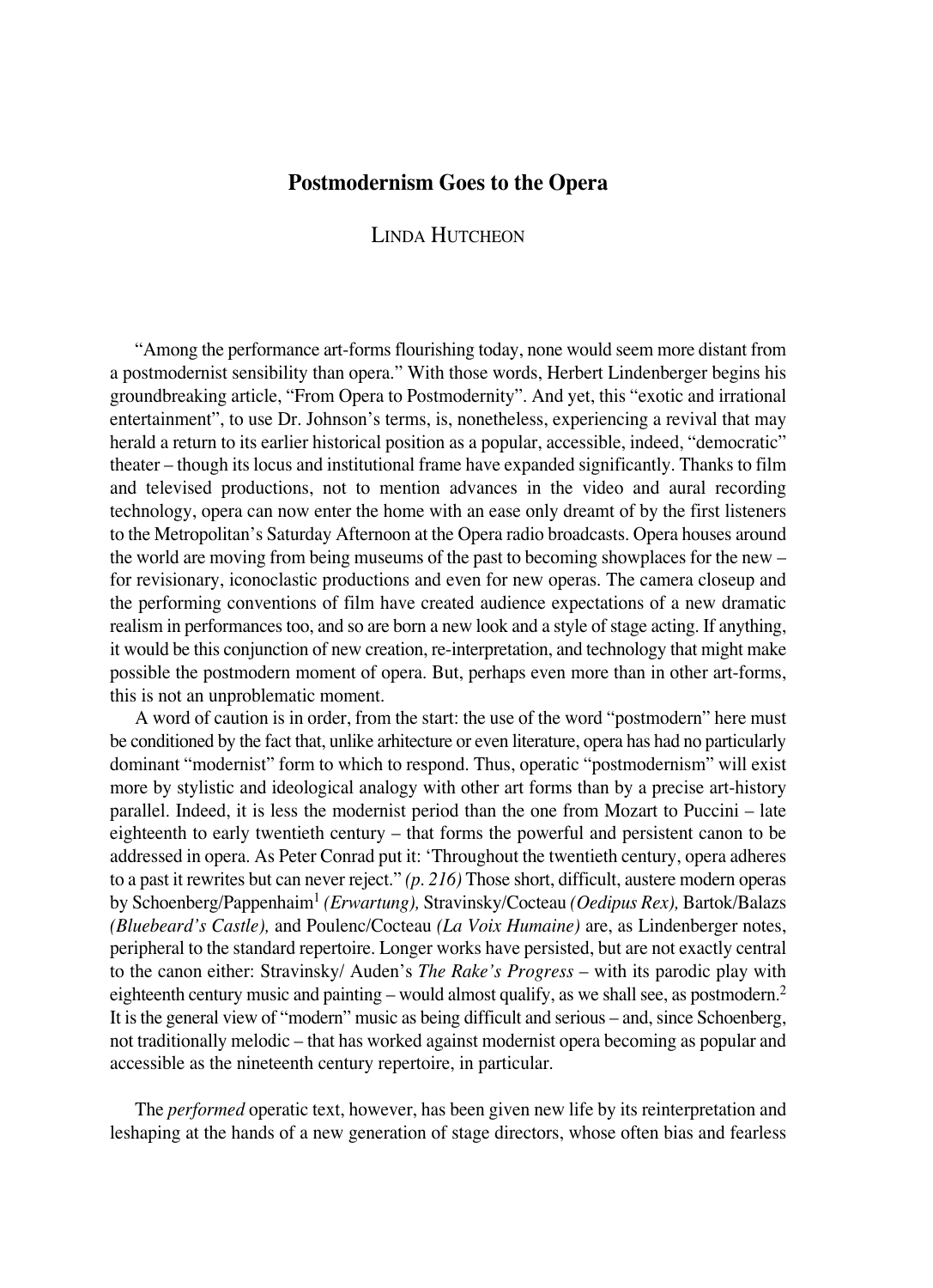# Postmodernism Goes to the Opera

Linda Hutcheon

"Among the performance art-forms flourishing today, none would seem more distant from a postmodernist sensibility than opera." With those words, Herbert Lindenberger begins his groundbreaking article, "From Opera to Postmodernity". And yet, this "exotic and irrational entertainment", to use Dr. Johnson's terms, is, nonetheless, experiencing a revival that may herald a return to its earlier historical position as a popular, accessible, indeed, "democratic" theater – though its locus and institutional frame have expanded significantly. Thanks to film and televised productions, not to mention advances in the video and aural recording technology, opera can now enter the home with an ease only dreamt of by the first listeners to the Metropolitan's Saturday Afternoon at the Opera radio broadcasts. Opera houses around the world are moving from being museums of the past to becoming showplaces for the new – for revisionary, iconoclastic productions and even for new operas. The camera closeup and the performing conventions of film have created audience expectations of a new dramatic realism in performances too, and so are born a new look and a style of stage acting. If anything, it would be this conjunction of new creation, re-interpretation, and technology that might make possible the postmodern moment of opera. But, perhaps even more than in other art-forms, this is not an unproblematic moment.

A word of caution is in order, from the start: the use of the word "postmodern" here must be conditioned by the fact that, unlike arhitecture or even literature, opera has had no particularly dominant "modernist" form to which to respond. Thus, operatic "postmodernism" will exist more by stylistic and ideological analogy with other art forms than by a precise art-history parallel. Indeed, it is less the modernist period than the one from Mozart to Puccini – late eighteenth to early twentieth century – that forms the powerful and persistent canon to be addressed in opera. As Peter Conrad put it: 'Throughout the twentieth century, opera adheres to a past it rewrites but can never reject." *(p. 216)* Those short, difficult, austere modern operas by Schoenberg/Pappenhaim[1] *(Erwartung),* Stravinsky/Cocteau *(Oedipus Rex),* Bartok/Balazs *(Bluebeard's Castle),* and Poulenc/Cocteau *(La Voix Humaine)* are, as Lindenberger notes, peripheral to the standard repertoire. Longer works have persisted, but are not exactly central to the canon either: Stravinsky/ Auden's *The Rake's Progress* – with its parodic play with eighteenth century music and painting – would almost qualify, as we shall see, as postmodern.[2] It is the general view of "modern" music as being difficult and serious – and, since Schoenberg, not traditionally melodic – that has worked against modernist opera becoming as popular and accessible as the nineteenth century repertoire, in particular.

The *performed* operatic text, however, has been given new life by its reinterpretation and leshaping at the hands of a new generation of stage directors, whose often bias and fearless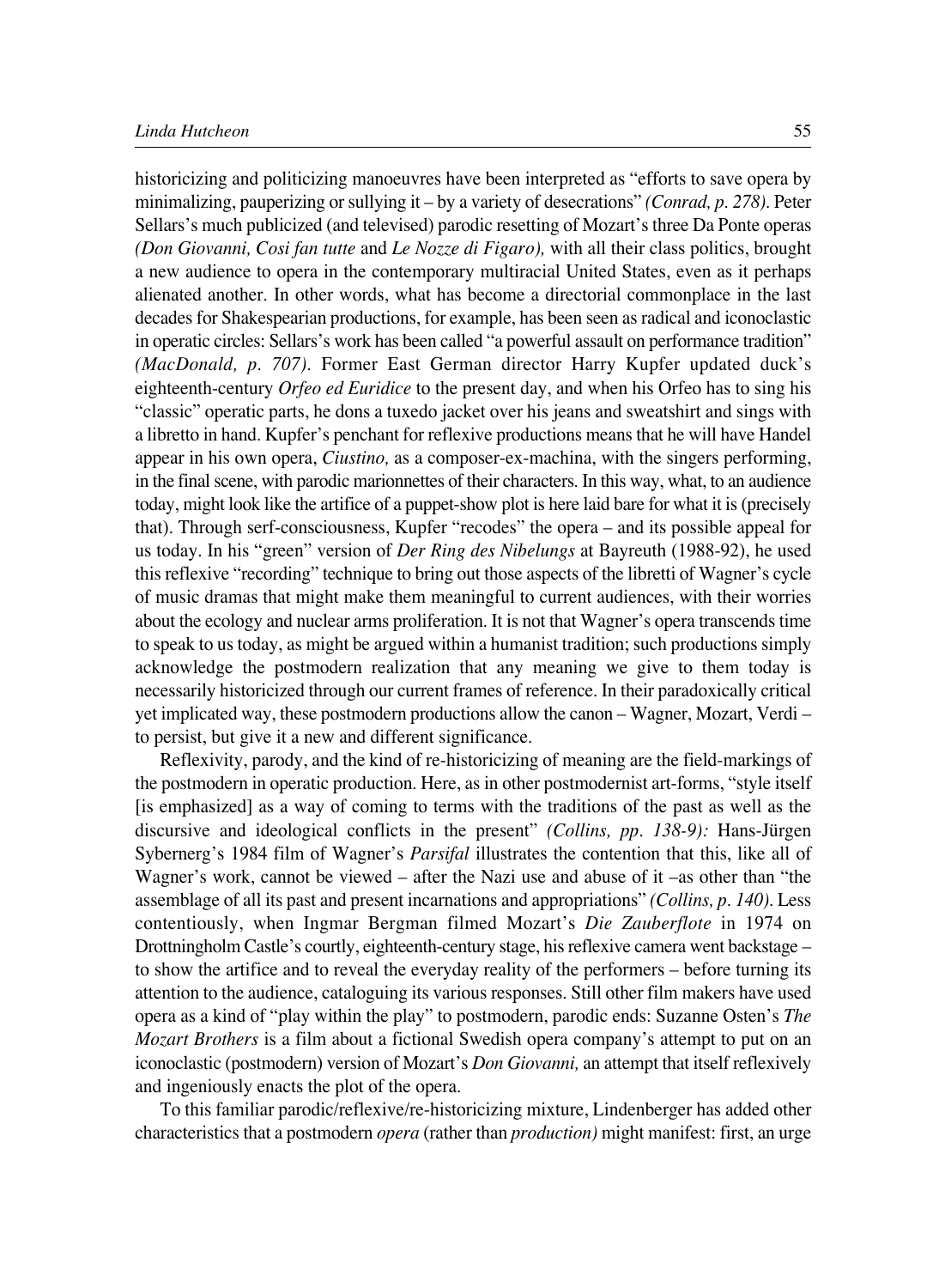historicizing and politicizing manoeuvres have been interpreted as "efforts to save opera by minimalizing, pauperizing or sullying it – by a variety of desecrations" *(Conrad, p. 278)*. Peter Sellars's much publicized (and televised) parodic resetting of Mozart's three Da Ponte operas *(Don Giovanni, Cosi fan tutte* and *Le Nozze di Figaro),* with all their class politics, brought a new audience to opera in the contemporary multiracial United States, even as it perhaps alienated another. In other words, what has become a directorial commonplace in the last decades for Shakespearian productions, for example, has been seen as radical and iconoclastic in operatic circles: Sellars's work has been called "a powerful assault on performance tradition" *(MacDonald, p. 707)*. Former East German director Harry Kupfer updated duck's eighteenth-century *Orfeo ed Euridice* to the present day, and when his Orfeo has to sing his "classic" operatic parts, he dons a tuxedo jacket over his jeans and sweatshirt and sings with a libretto in hand. Kupfer's penchant for reflexive productions means that he will have Handel appear in his own opera, *Ciustino,* as a composer-ex-machina, with the singers performing, in the final scene, with parodic marionnettes of their characters. In this way, what, to an audience today, might look like the artifice of a puppet-show plot is here laid bare for what it is (precisely that). Through serf-consciousness, Kupfer "recodes" the opera – and its possible appeal for us today. In his "green" version of *Der Ring des Nibelungs* at Bayreuth (1988-92), he used this reflexive "recording" technique to bring out those aspects of the libretti of Wagner's cycle of music dramas that might make them meaningful to current audiences, with their worries about the ecology and nuclear arms proliferation. It is not that Wagner's opera transcends time to speak to us today, as might be argued within a humanist tradition; such productions simply acknowledge the postmodern realization that any meaning we give to them today is necessarily historicized through our current frames of reference. In their paradoxically critical yet implicated way, these postmodern productions allow the canon – Wagner, Mozart, Verdi – to persist, but give it a new and different significance.

Reflexivity, parody, and the kind of re-historicizing of meaning are the field-markings of the postmodern in operatic production. Here, as in other postmodernist art-forms, "style itself [is emphasized] as a way of coming to terms with the traditions of the past as well as the discursive and ideological conflicts in the present" *(Collins, pp. 138-9):* Hans-Jürgen Syberberg's 1984 film of Wagner's *Parsifal* illustrates the contention that this, like all of Wagner's work, cannot be viewed – after the Nazi use and abuse of it –as other than "the assemblage of all its past and present incarnations and appropriations" *(Collins, p. 140)*. Less contentiously, when Ingmar Bergman filmed Mozart's *Die Zauberflote* in 1974 on Drottningholm Castle's courtly, eighteenth-century stage, his reflexive camera went backstage – to show the artifice and to reveal the everyday reality of the performers – before turning its attention to the audience, cataloguing its various responses. Still other film makers have used opera as a kind of "play within the play" to postmodern, parodic ends: Suzanne Osten's *The Mozart Brothers* is a film about a fictional Swedish opera company's attempt to put on an iconoclastic (postmodern) version of Mozart's *Don Giovanni,* an attempt that itself reflexively and ingeniously enacts the plot of the opera.

To this familiar parodic/reflexive/re-historicizing mixture, Lindenberger has added other characteristics that a postmodern *opera* (rather than *production)* might manifest: first, an urge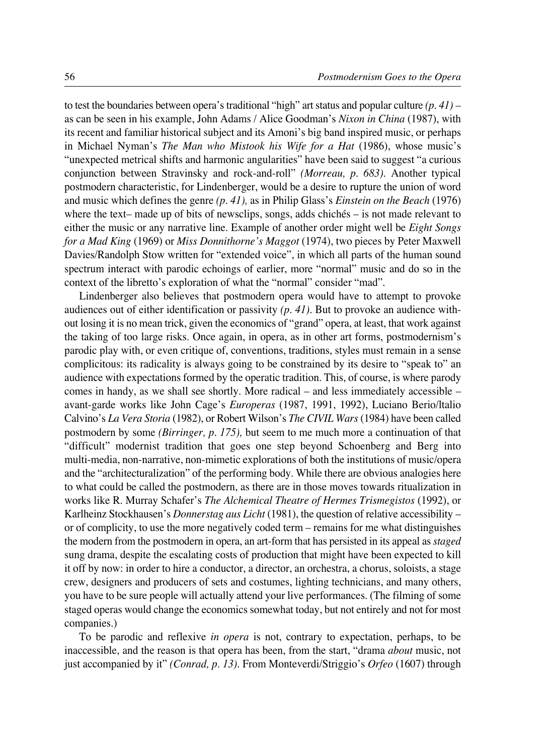to test the boundaries between opera's traditional "high" art status and popular culture *(p. 41)* – as can be seen in his example, John Adams / Alice Goodman's *Nixon in China* (1987), with its recent and familiar historical subject and its Amoni's big band inspired music, or perhaps in Michael Nyman's *The Man who Mistook his Wife for a Hat* (1986), whose music's "unexpected metrical shifts and harmonic angularities" have been said to suggest "a curious conjunction between Stravinsky and rock-and-roll" *(Morreau, p. 683)*. Another typical postmodern characteristic, for Lindenberger, would be a desire to rupture the union of word and music which defines the genre *(p. 41),* as in Philip Glass's *Einstein on the Beach* (1976) where the text– made up of bits of newsclips, songs, adds chichés – is not made relevant to either the music or any narrative line. Example of another order might well be *Eight Songs for a Mad King* (1969) or *Miss Donnithorne's Maggot* (1974), two pieces by Peter Maxwell Davies/Randolph Stow written for "extended voice", in which all parts of the human sound spectrum interact with parodic echoings of earlier, more "normal" music and do so in the context of the libretto's exploration of what the "normal" consider "mad".

Lindenberger also believes that postmodern opera would have to attempt to provoke audiences out of either identification or passivity *(p. 41)*. But to provoke an audience without losing it is no mean trick, given the economics of "grand" opera, at least, that work against the taking of too large risks. Once again, in opera, as in other art forms, postmodernism's parodic play with, or even critique of, conventions, traditions, styles must remain in a sense complicitous: its radicality is always going to be constrained by its desire to "speak to" an audience with expectations formed by the operatic tradition. This, of course, is where parody comes in handy, as we shall see shortly. More radical – and less immediately accessible – avant-garde works like John Cage's *Europeras* (1987, 1991, 1992), Luciano Berio/ltalio Calvino's *La Vera Storia* (1982), or Robert Wilson's *The CIVIL Wars* (1984) have been called postmodern by some *(Birringer, p. 175),* but seem to me much more a continuation of that "difficult" modernist tradition that goes one step beyond Schoenberg and Berg into multi-media, non-narrative, non-mimetic explorations of both the institutions of music/opera and the "architecturalization" of the performing body. While there are obvious analogies here to what could be called the postmodern, as there are in those moves towards ritualization in works like R. Murray Schafer's *The Alchemical Theatre of Hermes Trismegistos* (1992), or Karlheinz Stockhausen's *Donnerstag aus Licht* (1981), the question of relative accessibility – or of complicity, to use the more negatively coded term – remains for me what distinguishes the modern from the postmodern in opera, an art-form that has persisted in its appeal as *staged* sung drama, despite the escalating costs of production that might have been expected to kill it off by now: in order to hire a conductor, a director, an orchestra, a chorus, soloists, a stage crew, designers and producers of sets and costumes, lighting technicians, and many others, you have to be sure people will actually attend your live performances. (The filming of some staged operas would change the economics somewhat today, but not entirely and not for most companies.)

To be parodic and reflexive *in opera* is not, contrary to expectation, perhaps, to be inaccessible, and the reason is that opera has been, from the start, "drama *about* music, not just accompanied by it" *(Conrad, p. 13)*. From Monteverdi/Striggio's *Orfeo* (1607) through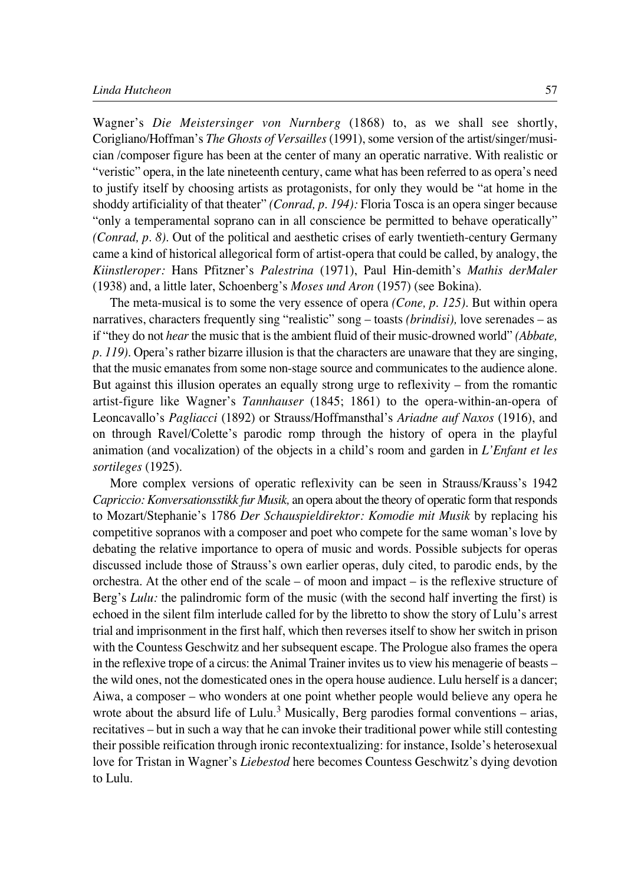Wagner's *Die Meistersinger von Nurnberg* (1868) to, as we shall see shortly, Corigliano/Hoffman's *The Ghosts of Versailles* (1991), some version of the artist/singer/musician /composer figure has been at the center of many an operatic narrative. With realistic or "veristic" opera, in the late nineteenth century, came what has been referred to as opera's need to justify itself by choosing artists as protagonists, for only they would be "at home in the shoddy artificiality of that theater" *(Conrad, p. 194):* Floria Tosca is an opera singer because "only a temperamental soprano can in all conscience be permitted to behave operatically" *(Conrad, p. 8)*. Out of the political and aesthetic crises of early twentieth-century Germany came a kind of historical allegorical form of artist-opera that could be called, by analogy, the *Kiinstleroper:* Hans Pfitzner's *Palestrina* (1971), Paul Hin-demith's *Mathis derMaler* (1938) and, a little later, Schoenberg's *Moses und Aron* (1957) (see Bokina).

The meta-musical is to some the very essence of opera *(Cone, p. 125)*. But within opera narratives, characters frequently sing "realistic" song – toasts *(brindisi),* love serenades – as if "they do not *hear* the music that is the ambient fluid of their music-drowned world" *(Abbate, p. 119)*. Opera's rather bizarre illusion is that the characters are unaware that they are singing, that the music emanates from some non-stage source and communicates to the audience alone. But against this illusion operates an equally strong urge to reflexivity – from the romantic artist-figure like Wagner's *Tannhauser* (1845; 1861) to the opera-within-an-opera of Leoncavallo's *Pagliacci* (1892) or Strauss/Hoffmansthal's *Ariadne auf Naxos* (1916), and on through Ravel/Colette's parodic romp through the history of opera in the playful animation (and vocalization) of the objects in a child's room and garden in *L'Enfant et les sortileges* (1925).

More complex versions of operatic reflexivity can be seen in Strauss/Krauss's 1942 *Capriccio: Konversationsstikk fur Musik,* an opera about the theory of operatic form that responds to Mozart/Stephanie's 1786 *Der Schauspieldirektor: Komodie mit Musik* by replacing his competitive sopranos with a composer and poet who compete for the same woman's love by debating the relative importance to opera of music and words. Possible subjects for operas discussed include those of Strauss's own earlier operas, duly cited, to parodic ends, by the orchestra. At the other end of the scale – of moon and impact – is the reflexive structure of Berg's *Lulu:* the palindromic form of the music (with the second half inverting the first) is echoed in the silent film interlude called for by the libretto to show the story of Lulu's arrest trial and imprisonment in the first half, which then reverses itself to show her switch in prison with the Countess Geschwitz and her subsequent escape. The Prologue also frames the opera in the reflexive trope of a circus: the Animal Trainer invites us to view his menagerie of beasts – the wild ones, not the domesticated ones in the opera house audience. Lulu herself is a dancer; Aiwa, a composer – who wonders at one point whether people would believe any opera he wrote about the absurd life of Lulu.[3] Musically, Berg parodies formal conventions – arias, recitatives – but in such a way that he can invoke their traditional power while still contesting their possible reification through ironic recontextualizing: for instance, Isolde's heterosexual love for Tristan in Wagner's *Liebestod* here becomes Countess Geschwitz's dying devotion to Lulu.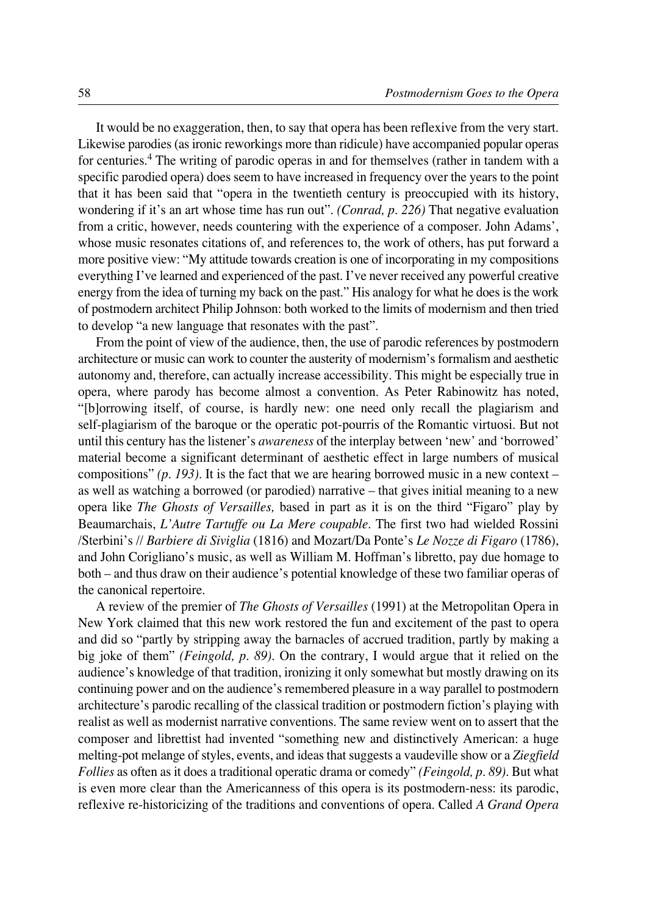It would be no exaggeration, then, to say that opera has been reflexive from the very start. Likewise parodies (as ironic reworkings more than ridicule) have accompanied popular operas for centuries.[4] The writing of parodic operas in and for themselves (rather in tandem with a specific parodied opera) does seem to have increased in frequency over the years to the point that it has been said that "opera in the twentieth century is preoccupied with its history, wondering if it's an art whose time has run out". *(Conrad, p. 226)* That negative evaluation from a critic, however, needs countering with the experience of a composer. John Adams', whose music resonates citations of, and references to, the work of others, has put forward a more positive view: "My attitude towards creation is one of incorporating in my compositions everything I've learned and experienced of the past. I've never received any powerful creative energy from the idea of turning my back on the past." His analogy for what he does is the work of postmodern architect Philip Johnson: both worked to the limits of modernism and then tried to develop "a new language that resonates with the past".

From the point of view of the audience, then, the use of parodic references by postmodern architecture or music can work to counter the austerity of modernism's formalism and aesthetic autonomy and, therefore, can actually increase accessibility. This might be especially true in opera, where parody has become almost a convention. As Peter Rabinowitz has noted, "[b]orrowing itself, of course, is hardly new: one need only recall the plagiarism and self-plagiarism of the baroque or the operatic pot-pourris of the Romantic virtuosi. But not until this century has the listener's *awareness* of the interplay between 'new' and 'borrowed' material become a significant determinant of aesthetic effect in large numbers of musical compositions" *(p. 193)*. It is the fact that we are hearing borrowed music in a new context – as well as watching a borrowed (or parodied) narrative – that gives initial meaning to a new opera like *The Ghosts of Versailles,* based in part as it is on the third "Figaro" play by Beaumarchais, *L'Autre Tartuffe ou La Mere coupable*. The first two had wielded Rossini /Sterbini's // *Barbiere di Siviglia* (1816) and Mozart/Da Ponte's *Le Nozze di Figaro* (1786), and John Corigliano's music, as well as William M. Hoffman's libretto, pay due homage to both – and thus draw on their audience's potential knowledge of these two familiar operas of the canonical repertoire.

A review of the premier of *The Ghosts of Versailles* (1991) at the Metropolitan Opera in New York claimed that this new work restored the fun and excitement of the past to opera and did so "partly by stripping away the barnacles of accrued tradition, partly by making a big joke of them" *(Feingold, p. 89)*. On the contrary, I would argue that it relied on the audience's knowledge of that tradition, ironizing it only somewhat but mostly drawing on its continuing power and on the audience's remembered pleasure in a way parallel to postmodern architecture's parodic recalling of the classical tradition or postmodern fiction's playing with realist as well as modernist narrative conventions. The same review went on to assert that the composer and librettist had invented "something new and distinctively American: a huge melting-pot melange of styles, events, and ideas that suggests a vaudeville show or a *Ziegfield Follies* as often as it does a traditional operatic drama or comedy" *(Feingold, p. 89)*. But what is even more clear than the Americanness of this opera is its postmodern-ness: its parodic, reflexive re-historicizing of the traditions and conventions of opera. Called *A Grand Opera*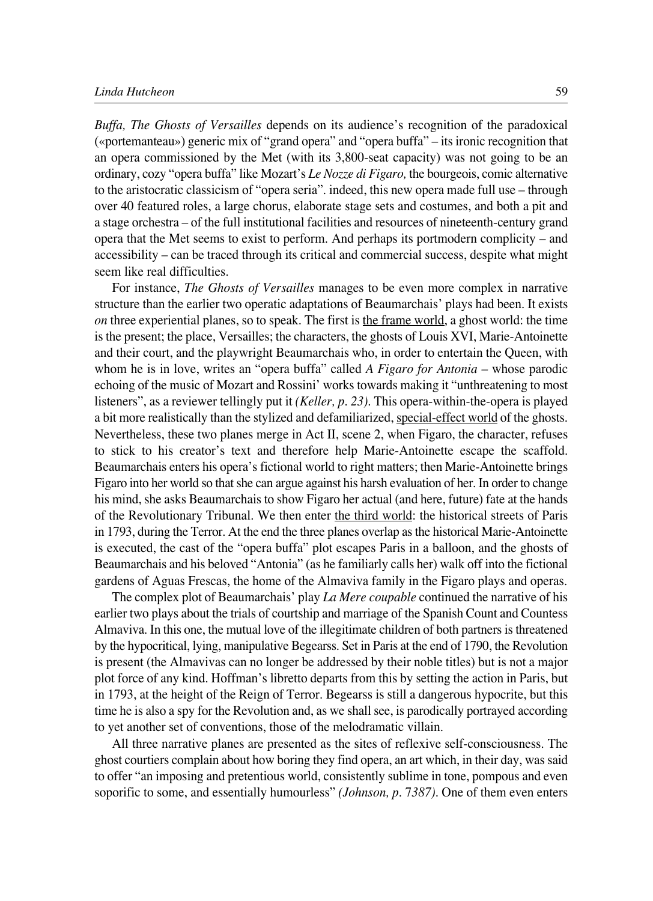*Buffa, The Ghosts of Versailles* depends on its audience's recognition of the paradoxical («portemanteau») generic mix of "grand opera" and "opera buffa" – its ironic recognition that an opera commissioned by the Met (with its 3,800-seat capacity) was not going to be an ordinary, cozy "opera buffa" like Mozart's *Le Nozze di Figaro,* the bourgeois, comic alternative to the aristocratic classicism of "opera seria". indeed, this new opera made full use – through over 40 featured roles, a large chorus, elaborate stage sets and costumes, and both a pit and a stage orchestra – of the full institutional facilities and resources of nineteenth-century grand opera that the Met seems to exist to perform. And perhaps its portmodern complicity – and accessibility – can be traced through its critical and commercial success, despite what might seem like real difficulties.

For instance, *The Ghosts of Versailles* manages to be even more complex in narrative structure than the earlier two operatic adaptations of Beaumarchais' plays had been. It exists *on* three experiential planes, so to speak. The first is <u>the frame world</u>, a ghost world: the time is the present; the place, Versailles; the characters, the ghosts of Louis XVI, Marie-Antoinette and their court, and the playwright Beaumarchais who, in order to entertain the Queen, with whom he is in love, writes an "opera buffa" called *A Figaro for Antonia* – whose parodic echoing of the music of Mozart and Rossini' works towards making it "unthreatening to most listeners", as a reviewer tellingly put it *(Keller, p. 23)*. This opera-within-the-opera is played a bit more realistically than the stylized and defamiliarized, <u>special-effect world</u> of the ghosts. Nevertheless, these two planes merge in Act II, scene 2, when Figaro, the character, refuses to stick to his creator's text and therefore help Marie-Antoinette escape the scaffold. Beaumarchais enters his opera's fictional world to right matters; then Marie-Antoinette brings Figaro into her world so that she can argue against his harsh evaluation of her. In order to change his mind, she asks Beaumarchais to show Figaro her actual (and here, future) fate at the hands of the Revolutionary Tribunal. We then enter <u>the third world</u>: the historical streets of Paris in 1793, during the Terror. At the end the three planes overlap as the historical Marie-Antoinette is executed, the cast of the "opera buffa" plot escapes Paris in a balloon, and the ghosts of Beaumarchais and his beloved "Antonia" (as he familiarly calls her) walk off into the fictional gardens of Aguas Frescas, the home of the Almaviva family in the Figaro plays and operas.

The complex plot of Beaumarchais' play *La Mere coupable* continued the narrative of his earlier two plays about the trials of courtship and marriage of the Spanish Count and Countess Almaviva. In this one, the mutual love of the illegitimate children of both partners is threatened by the hypocritical, lying, manipulative Begearss. Set in Paris at the end of 1790, the Revolution is present (the Almavivas can no longer be addressed by their noble titles) but is not a major plot force of any kind. Hoffman's libretto departs from this by setting the action in Paris, but in 1793, at the height of the Reign of Terror. Begearss is still a dangerous hypocrite, but this time he is also a spy for the Revolution and, as we shall see, is parodically portrayed according to yet another set of conventions, those of the melodramatic villain.

All three narrative planes are presented as the sites of reflexive self-consciousness. The ghost courtiers complain about how boring they find opera, an art which, in their day, was said to offer "an imposing and pretentious world, consistently sublime in tone, pompous and even soporific to some, and essentially humourless" *(Johnson, p. 7387)*. One of them even enters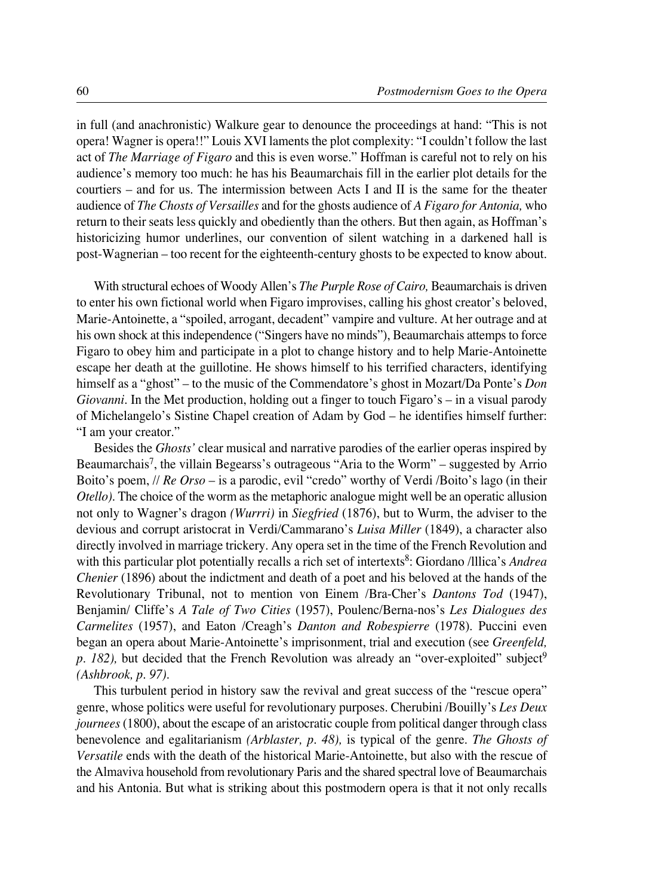in full (and anachronistic) Walkure gear to denounce the proceedings at hand: "This is not opera! Wagner is opera!!" Louis XVI laments the plot complexity: "I couldn't follow the last act of *The Marriage of Figaro* and this is even worse." Hoffman is careful not to rely on his audience's memory too much: he has his Beaumarchais fill in the earlier plot details for the courtiers – and for us. The intermission between Acts I and II is the same for the theater audience of *The Chosts of Versailles* and for the ghosts audience of *A Figaro for Antonia,* who return to their seats less quickly and obediently than the others. But then again, as Hoffman's historicizing humor underlines, our convention of silent watching in a darkened hall is post-Wagnerian – too recent for the eighteenth-century ghosts to be expected to know about.

With structural echoes of Woody Allen's *The Purple Rose of Cairo,* Beaumarchais is driven to enter his own fictional world when Figaro improvises, calling his ghost creator's beloved, Marie-Antoinette, a "spoiled, arrogant, decadent" vampire and vulture. At her outrage and at his own shock at this independence ("Singers have no minds"), Beaumarchais attemps to force Figaro to obey him and participate in a plot to change history and to help Marie-Antoinette escape her death at the guillotine. He shows himself to his terrified characters, identifying himself as a "ghost" – to the music of the Commendatore's ghost in Mozart/Da Ponte's *Don Giovanni*. In the Met production, holding out a finger to touch Figaro's – in a visual parody of Michelangelo's Sistine Chapel creation of Adam by God – he identifies himself further: "I am your creator."

Besides the *Ghosts'* clear musical and narrative parodies of the earlier operas inspired by Beaumarchais[7], the villain Begearss's outrageous "Aria to the Worm" – suggested by Arrio Boito's poem, *// Re Orso* – is a parodic, evil "credo" worthy of Verdi /Boito's lago (in their *Otello)*. The choice of the worm as the metaphoric analogue might well be an operatic allusion not only to Wagner's dragon *(Wurrri)* in *Siegfried* (1876), but to Wurm, the adviser to the devious and corrupt aristocrat in Verdi/Cammarano's *Luisa Miller* (1849), a character also directly involved in marriage trickery. Any opera set in the time of the French Revolution and with this particular plot potentially recalls a rich set of intertexts[8]: Giordano /lllica's *Andrea Chenier* (1896) about the indictment and death of a poet and his beloved at the hands of the Revolutionary Tribunal, not to mention von Einem /Bra-Cher's *Dantons Tod* (1947), Benjamin/ Cliffe's *A Tale of Two Cities* (1957), Poulenc/Berna-nos's *Les Dialogues des Carmelites* (1957), and Eaton /Creagh's *Danton and Robespierre* (1978). Puccini even began an opera about Marie-Antoinette's imprisonment, trial and execution (see *Greenfeld, p. 182),* but decided that the French Revolution was already an "over-exploited" subject[9] *(Ashbrook, p. 97)*.

This turbulent period in history saw the revival and great success of the "rescue opera" genre, whose politics were useful for revolutionary purposes. Cherubini /Bouilly's *Les Deux journees* (1800), about the escape of an aristocratic couple from political danger through class benevolence and egalitarianism *(Arblaster, p. 48),* is typical of the genre. *The Ghosts of Versatile* ends with the death of the historical Marie-Antoinette, but also with the rescue of the Almaviva household from revolutionary Paris and the shared spectral love of Beaumarchais and his Antonia. But what is striking about this postmodern opera is that it not only recalls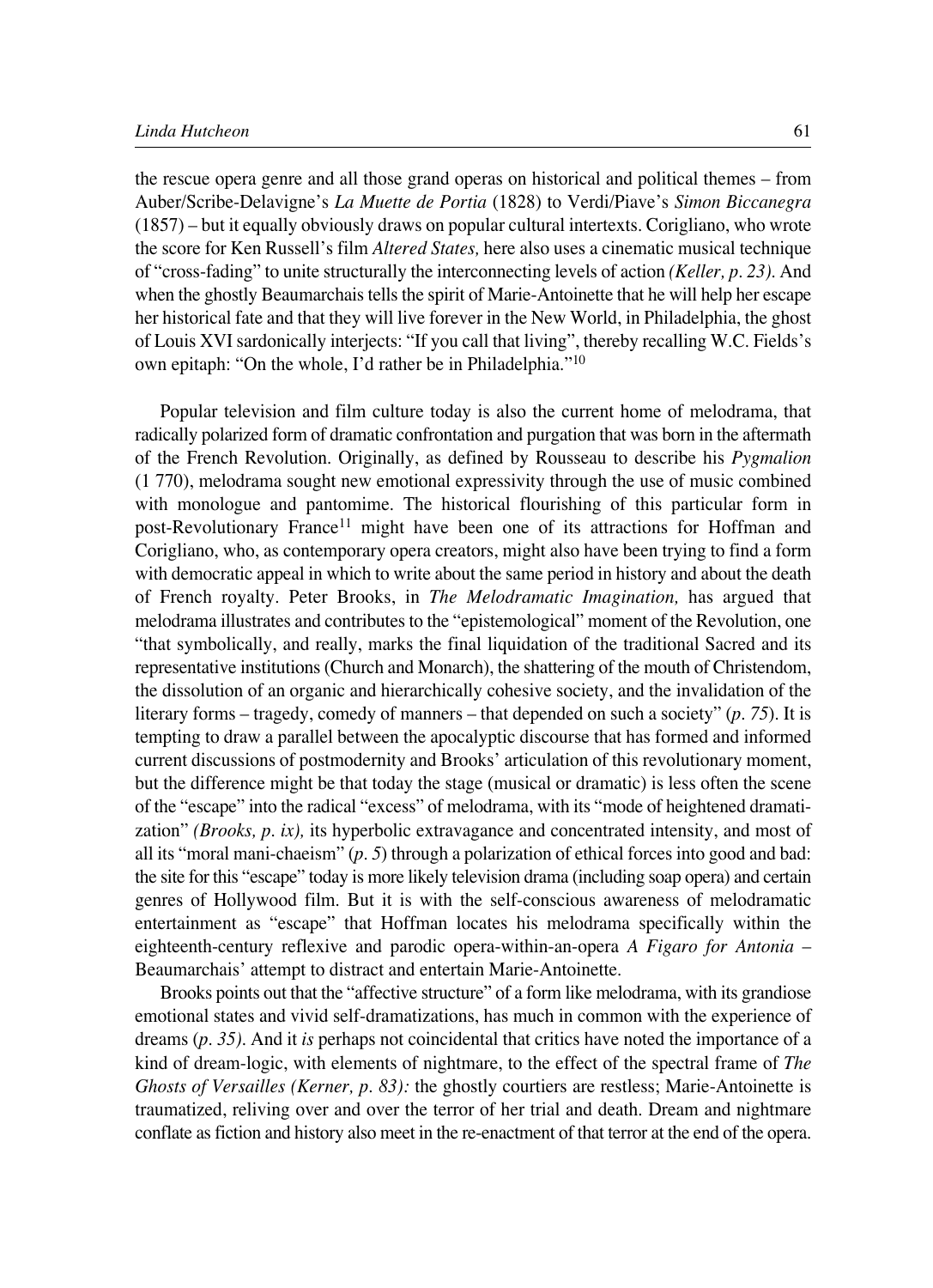the rescue opera genre and all those grand operas on historical and political themes – from Auber/Scribe-Delavigne's *La Muette de Portia* (1828) to Verdi/Piave's *Simon Biccanegra* (1857) – but it equally obviously draws on popular cultural intertexts. Corigliano, who wrote the score for Ken Russell's film *Altered States,* here also uses a cinematic musical technique of "cross-fading" to unite structurally the interconnecting levels of action *(Keller, p. 23).* And when the ghostly Beaumarchais tells the spirit of Marie-Antoinette that he will help her escape her historical fate and that they will live forever in the New World, in Philadelphia, the ghost of Louis XVI sardonically interjects: "If you call that living", thereby recalling W.C. Fields's own epitaph: "On the whole, I'd rather be in Philadelphia."[10]

Popular television and film culture today is also the current home of melodrama, that radically polarized form of dramatic confrontation and purgation that was born in the aftermath of the French Revolution. Originally, as defined by Rousseau to describe his *Pygmalion* (1 770), melodrama sought new emotional expressivity through the use of music combined with monologue and pantomime. The historical flourishing of this particular form in post-Revolutionary France[11] might have been one of its attractions for Hoffman and Corigliano, who, as contemporary opera creators, might also have been trying to find a form with democratic appeal in which to write about the same period in history and about the death of French royalty. Peter Brooks, in *The Melodramatic Imagination,* has argued that melodrama illustrates and contributes to the "epistemological" moment of the Revolution, one "that symbolically, and really, marks the final liquidation of the traditional Sacred and its representative institutions (Church and Monarch), the shattering of the mouth of Christendom, the dissolution of an organic and hierarchically cohesive society, and the invalidation of the literary forms – tragedy, comedy of manners – that depended on such a society" (*p. 75*). It is tempting to draw a parallel between the apocalyptic discourse that has formed and informed current discussions of postmodernity and Brooks' articulation of this revolutionary moment, but the difference might be that today the stage (musical or dramatic) is less often the scene of the "escape" into the radical "excess" of melodrama, with its "mode of heightened dramatization" *(Brooks, p. ix),* its hyperbolic extravagance and concentrated intensity, and most of all its "moral mani-chaeism" (*p. 5*) through a polarization of ethical forces into good and bad: the site for this "escape" today is more likely television drama (including soap opera) and certain genres of Hollywood film. But it is with the self-conscious awareness of melodramatic entertainment as "escape" that Hoffman locates his melodrama specifically within the eighteenth-century reflexive and parodic opera-within-an-opera *A Figaro for Antonia* – Beaumarchais' attempt to distract and entertain Marie-Antoinette.

Brooks points out that the "affective structure" of a form like melodrama, with its grandiose emotional states and vivid self-dramatizations, has much in common with the experience of dreams (*p. 35).* And it *is* perhaps not coincidental that critics have noted the importance of a kind of dream-logic, with elements of nightmare, to the effect of the spectral frame of *The Ghosts of Versailles (Kerner, p. 83):* the ghostly courtiers are restless; Marie-Antoinette is traumatized, reliving over and over the terror of her trial and death. Dream and nightmare conflate as fiction and history also meet in the re-enactment of that terror at the end of the opera.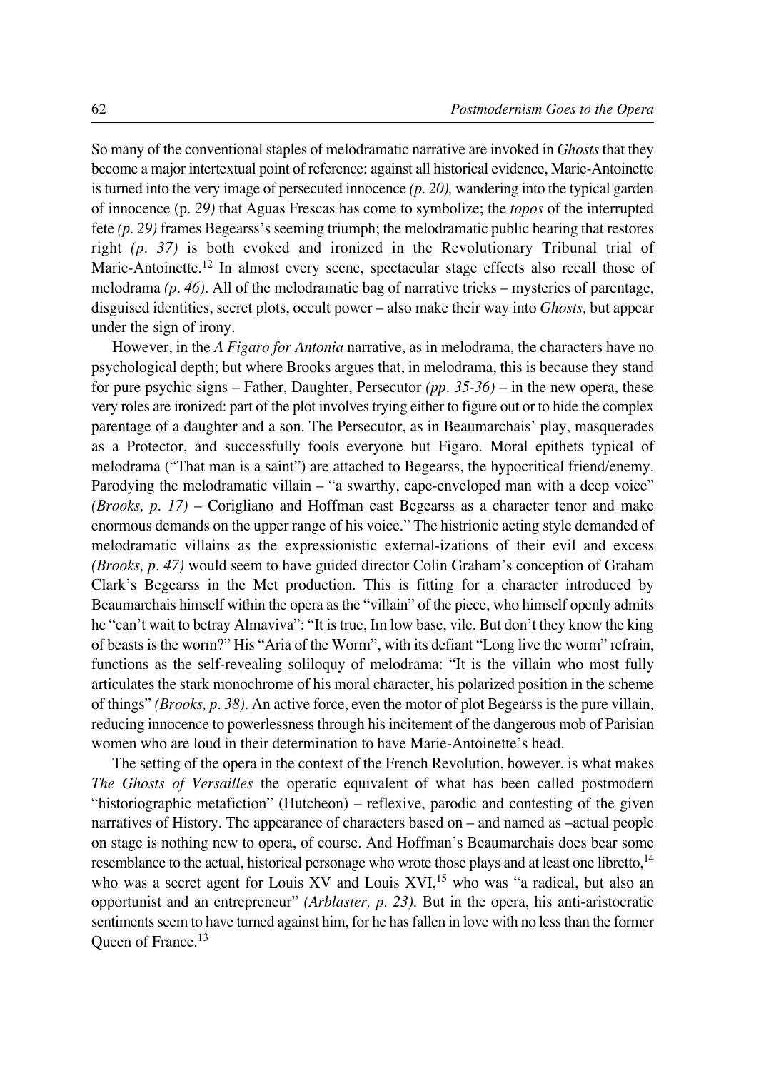So many of the conventional staples of melodramatic narrative are invoked in *Ghosts* that they become a major intertextual point of reference: against all historical evidence, Marie-Antoinette is turned into the very image of persecuted innocence *(p. 20),* wandering into the typical garden of innocence (p. *29)* that Aguas Frescas has come to symbolize; the *topos* of the interrupted fete *(p. 29)* frames Begearss's seeming triumph; the melodramatic public hearing that restores right *(p. 37)* is both evoked and ironized in the Revolutionary Tribunal trial of Marie-Antoinette.[12] In almost every scene, spectacular stage effects also recall those of melodrama *(p. 46)*. All of the melodramatic bag of narrative tricks – mysteries of parentage, disguised identities, secret plots, occult power – also make their way into *Ghosts,* but appear under the sign of irony.

However, in the *A Figaro for Antonia* narrative, as in melodrama, the characters have no psychological depth; but where Brooks argues that, in melodrama, this is because they stand for pure psychic signs – Father, Daughter, Persecutor *(pp. 35-36)* – in the new opera, these very roles are ironized: part of the plot involves trying either to figure out or to hide the complex parentage of a daughter and a son. The Persecutor, as in Beaumarchais' play, masquerades as a Protector, and successfully fools everyone but Figaro. Moral epithets typical of melodrama ("That man is a saint") are attached to Begearss, the hypocritical friend/enemy. Parodying the melodramatic villain – "a swarthy, cape-enveloped man with a deep voice" *(Brooks, p. 17)* – Corigliano and Hoffman cast Begearss as a character tenor and make enormous demands on the upper range of his voice." The histrionic acting style demanded of melodramatic villains as the expressionistic external-izations of their evil and excess *(Brooks, p. 47)* would seem to have guided director Colin Graham's conception of Graham Clark's Begearss in the Met production. This is fitting for a character introduced by Beaumarchais himself within the opera as the "villain" of the piece, who himself openly admits he "can't wait to betray Almaviva": "It is true, Im low base, vile. But don't they know the king of beasts is the worm?" His "Aria of the Worm", with its defiant "Long live the worm" refrain, functions as the self-revealing soliloquy of melodrama: "It is the villain who most fully articulates the stark monochrome of his moral character, his polarized position in the scheme of things" *(Brooks, p. 38)*. An active force, even the motor of plot Begearss is the pure villain, reducing innocence to powerlessness through his incitement of the dangerous mob of Parisian women who are loud in their determination to have Marie-Antoinette's head.

The setting of the opera in the context of the French Revolution, however, is what makes *The Ghosts of Versailles* the operatic equivalent of what has been called postmodern "historiographic metafiction" (Hutcheon) – reflexive, parodic and contesting of the given narratives of History. The appearance of characters based on – and named as –actual people on stage is nothing new to opera, of course. And Hoffman's Beaumarchais does bear some resemblance to the actual, historical personage who wrote those plays and at least one libretto,[14] who was a secret agent for Louis XV and Louis XVI,[15] who was "a radical, but also an opportunist and an entrepreneur" *(Arblaster, p. 23)*. But in the opera, his anti-aristocratic sentiments seem to have turned against him, for he has fallen in love with no less than the former Queen of France.[13]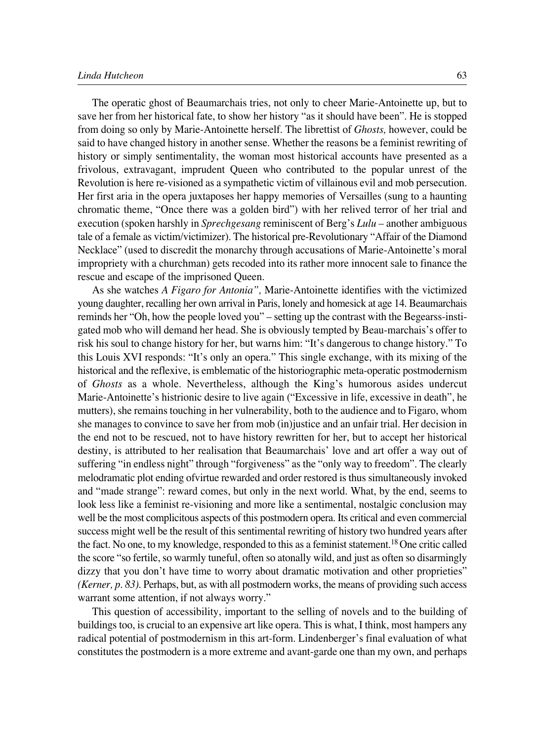The operatic ghost of Beaumarchais tries, not only to cheer Marie-Antoinette up, but to save her from her historical fate, to show her history "as it should have been". He is stopped from doing so only by Marie-Antoinette herself. The librettist of *Ghosts,* however, could be said to have changed history in another sense. Whether the reasons be a feminist rewriting of history or simply sentimentality, the woman most historical accounts have presented as a frivolous, extravagant, imprudent Queen who contributed to the popular unrest of the Revolution is here re-visioned as a sympathetic victim of villainous evil and mob persecution. Her first aria in the opera juxtaposes her happy memories of Versailles (sung to a haunting chromatic theme, "Once there was a golden bird") with her relived terror of her trial and execution (spoken harshly in *Sprechgesang* reminiscent of Berg's *Lulu* – another ambiguous tale of a female as victim/victimizer). The historical pre-Revolutionary "Affair of the Diamond Necklace" (used to discredit the monarchy through accusations of Marie-Antoinette's moral impropriety with a churchman) gets recoded into its rather more innocent sale to finance the rescue and escape of the imprisoned Queen.

As she watches *A Figaro for Antonia",* Marie-Antoinette identifies with the victimized young daughter, recalling her own arrival in Paris, lonely and homesick at age 14. Beaumarchais reminds her "Oh, how the people loved you" – setting up the contrast with the Begearss-instigated mob who will demand her head. She is obviously tempted by Beau-marchais's offer to risk his soul to change history for her, but warns him: "It's dangerous to change history." To this Louis XVI responds: "It's only an opera." This single exchange, with its mixing of the historical and the reflexive, is emblematic of the historiographic meta-operatic postmodernism of *Ghosts* as a whole. Nevertheless, although the King's humorous asides undercut Marie-Antoinette's histrionic desire to live again ("Excessive in life, excessive in death", he mutters), she remains touching in her vulnerability, both to the audience and to Figaro, whom she manages to convince to save her from mob (in)justice and an unfair trial. Her decision in the end not to be rescued, not to have history rewritten for her, but to accept her historical destiny, is attributed to her realisation that Beaumarchais' love and art offer a way out of suffering "in endless night" through "forgiveness" as the "only way to freedom". The clearly melodramatic plot ending ofvirtue rewarded and order restored is thus simultaneously invoked and "made strange": reward comes, but only in the next world. What, by the end, seems to look less like a feminist re-visioning and more like a sentimental, nostalgic conclusion may well be the most complicitous aspects of this postmodern opera. Its critical and even commercial success might well be the result of this sentimental rewriting of history two hundred years after the fact. No one, to my knowledge, responded to this as a feminist statement.[18] One critic called the score "so fertile, so warmly tuneful, often so atonally wild, and just as often so disarmingly dizzy that you don't have time to worry about dramatic motivation and other proprieties" *(Kerner, p. 83).* Perhaps, but, as with all postmodern works, the means of providing such access warrant some attention, if not always worry."

This question of accessibility, important to the selling of novels and to the building of buildings too, is crucial to an expensive art like opera. This is what, I think, most hampers any radical potential of postmodernism in this art-form. Lindenberger's final evaluation of what constitutes the postmodern is a more extreme and avant-garde one than my own, and perhaps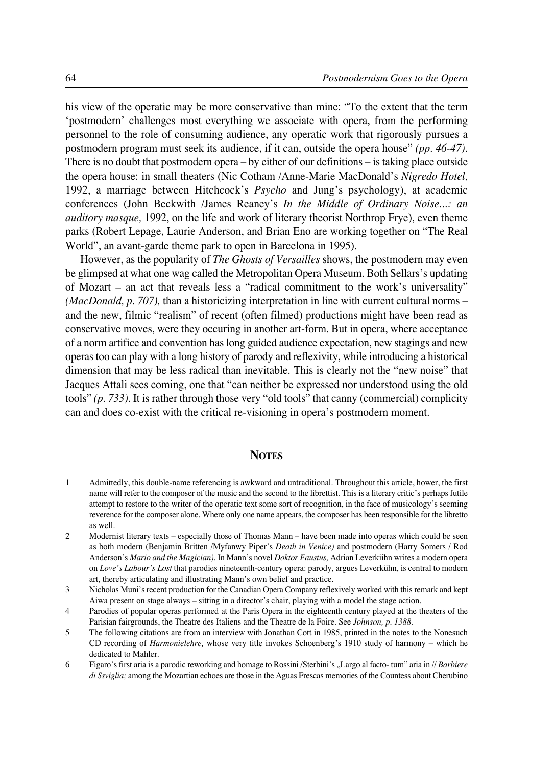his view of the operatic may be more conservative than mine: "To the extent that the term 'postmodern' challenges most everything we associate with opera, from the performing personnel to the role of consuming audience, any operatic work that rigorously pursues a postmodern program must seek its audience, if it can, outside the opera house" *(pp. 46-47)*. There is no doubt that postmodern opera – by either of our definitions – is taking place outside the opera house: in small theaters (Nic Cotham /Anne-Marie MacDonald's *Nigredo Hotel,* 1992, a marriage between Hitchcock's *Psycho* and Jung's psychology), at academic conferences (John Beckwith /James Reaney's *In the Middle of Ordinary Noise...: an auditory masque,* 1992, on the life and work of literary theorist Northrop Frye), even theme parks (Robert Lepage, Laurie Anderson, and Brian Eno are working together on "The Real World", an avant-garde theme park to open in Barcelona in 1995).

However, as the popularity of *The Ghosts of Versailles* shows, the postmodern may even be glimpsed at what one wag called the Metropolitan Opera Museum. Both Sellars's updating of Mozart – an act that reveals less a "radical commitment to the work's universality" *(MacDonald, p. 707),* than a historicizing interpretation in line with current cultural norms – and the new, filmic "realism" of recent (often filmed) productions might have been read as conservative moves, were they occuring in another art-form. But in opera, where acceptance of a norm artifice and convention has long guided audience expectation, new stagings and new operas too can play with a long history of parody and reflexivity, while introducing a historical dimension that may be less radical than inevitable. This is clearly not the "new noise" that Jacques Attali sees coming, one that "can neither be expressed nor understood using the old tools" *(p. 733)*. It is rather through those very "old tools" that canny (commercial) complicity can and does co-exist with the critical re-visioning in opera's postmodern moment.

## NOTES

1 Admittedly, this double-name referencing is awkward and untraditional. Throughout this article, hower, the first name will refer to the composer of the music and the second to the librettist. This is a literary critic's perhaps futile attempt to restore to the writer of the operatic text some sort of recognition, in the face of musicology's seeming reverence for the composer alone. Where only one name appears, the composer has been responsible for the libretto as well.

2 Modernist literary texts – especially those of Thomas Mann – have been made into operas which could be seen as both modern (Benjamin Britten /Myfanwy Piper's *Death in Venice)* and postmodern (Harry Somers / Rod Anderson's *Mario and the Magician)*. In Mann's novel *Doktor Faustus,* Adrian Leverkiihn writes a modern opera on *Love's Labour's Lost* that parodies nineteenth-century opera: parody, argues Leverkühn, is central to modern art, thereby articulating and illustrating Mann's own belief and practice.

3 Nicholas Muni's recent production for the Canadian Opera Company reflexively worked with this remark and kept Aiwa present on stage always – sitting in a director's chair, playing with a model the stage action.

4 Parodies of popular operas performed at the Paris Opera in the eighteenth century played at the theaters of the Parisian fairgrounds, the Theatre des Italiens and the Theatre de la Foire. See *Johnson, p. 1388*.

5 The following citations are from an interview with Jonathan Cott in 1985, printed in the notes to the Nonesuch CD recording of *Harmonielehre,* whose very title invokes Schoenberg's 1910 study of harmony – which he dedicated to Mahler.

6 Figaro's first aria is a parodic reworking and homage to Rossini /Sterbini's „Largo al facto- tum" aria in // *Barbiere di Ssviglia;* among the Mozartian echoes are those in the Aguas Frescas memories of the Countess about Cherubino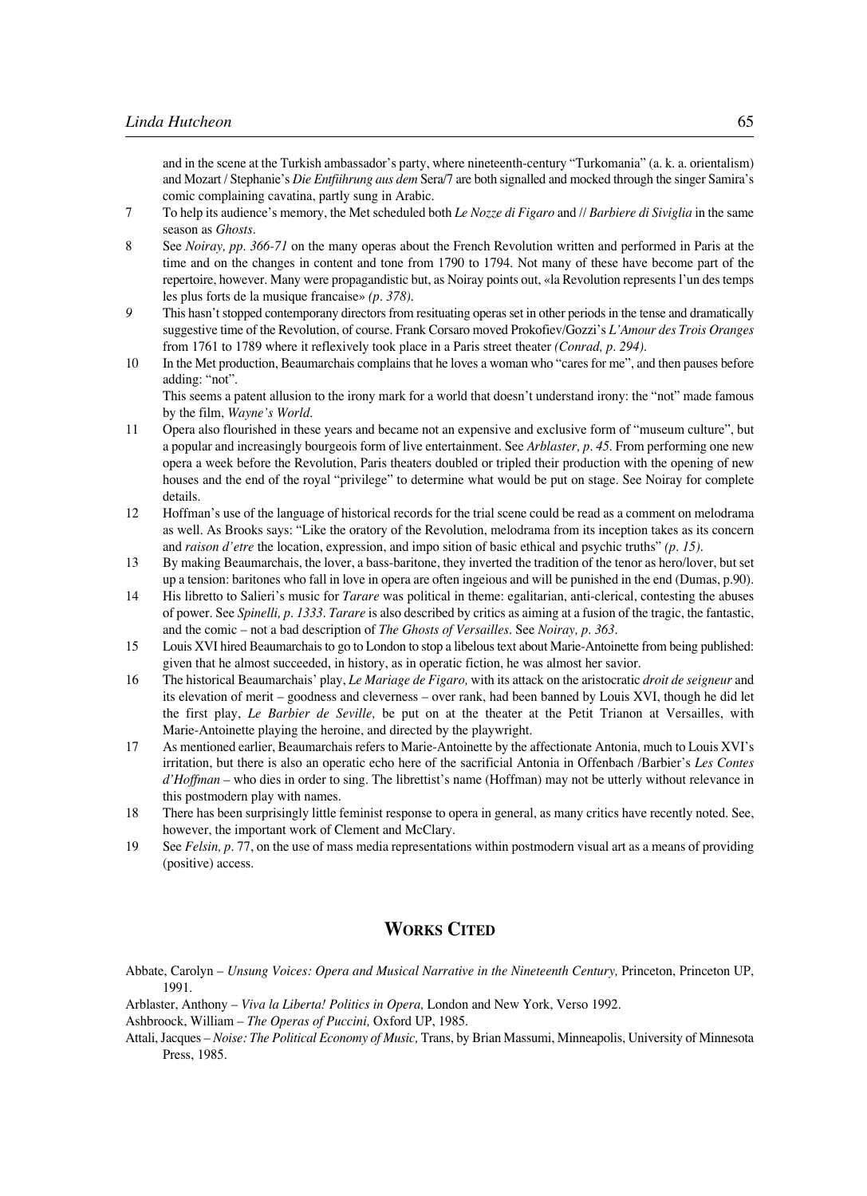and in the scene at the Turkish ambassador's party, where nineteenth-century "Turkomania" (a. k. a. orientalism) and Mozart / Stephanie's *Die Entführung aus dem* Sera/7 are both signalled and mocked through the singer Samira's comic complaining cavatina, partly sung in Arabic.

7 To help its audience's memory, the Met scheduled both *Le Nozze di Figaro* and // *Barbiere di Siviglia* in the same season as *Ghosts*.

8 See *Noiray, pp. 366-71* on the many operas about the French Revolution written and performed in Paris at the time and on the changes in content and tone from 1790 to 1794. Not many of these have become part of the repertoire, however. Many were propagandistic but, as Noiray points out, «la Revolution represents l'un des temps les plus forts de la musique francaise» *(p. 378).*

9 This hasn't stopped contemporary directors from resituating operas set in other periods in the tense and dramatically suggestive time of the Revolution, of course. Frank Corsaro moved Prokofiev/Gozzi's *L'Amour des Trois Oranges* from 1761 to 1789 where it reflexively took place in a Paris street theater *(Conrad, p. 294).*

10 In the Met production, Beaumarchais complains that he loves a woman who "cares for me", and then pauses before adding: "not".
This seems a patent allusion to the irony mark for a world that doesn't understand irony: the "not" made famous by the film, *Wayne's World*.

11 Opera also flourished in these years and became not an expensive and exclusive form of "museum culture", but a popular and increasingly bourgeois form of live entertainment. See *Arblaster, p. 45*. From performing one new opera a week before the Revolution, Paris theaters doubled or tripled their production with the opening of new houses and the end of the royal "privilege" to determine what would be put on stage. See Noiray for complete details.

12 Hoffman's use of the language of historical records for the trial scene could be read as a comment on melodrama as well. As Brooks says: "Like the oratory of the Revolution, melodrama from its inception takes as its concern and *raison d'etre* the location, expression, and impo sition of basic ethical and psychic truths" *(p. 15).*

13 By making Beaumarchais, the lover, a bass-baritone, they inverted the tradition of the tenor as hero/lover, but set up a tension: baritones who fall in love in opera are often ingeious and will be punished in the end (Dumas, p.90).

14 His libretto to Salieri's music for *Tarare* was political in theme: egalitarian, anti-clerical, contesting the abuses of power. See *Spinelli, p. 1333*. *Tarare* is also described by critics as aiming at a fusion of the tragic, the fantastic, and the comic – not a bad description of *The Ghosts of Versailles*. See *Noiray, p. 363*.

15 Louis XVI hired Beaumarchais to go to London to stop a libelous text about Marie-Antoinette from being published: given that he almost succeeded, in history, as in operatic fiction, he was almost her savior.

16 The historical Beaumarchais' play, *Le Mariage de Figaro,* with its attack on the aristocratic *droit de seigneur* and its elevation of merit – goodness and cleverness – over rank, had been banned by Louis XVI, though he did let the first play, *Le Barbier de Seville,* be put on at the theater at the Petit Trianon at Versailles, with Marie-Antoinette playing the heroine, and directed by the playwright.

17 As mentioned earlier, Beaumarchais refers to Marie-Antoinette by the affectionate Antonia, much to Louis XVI's irritation, but there is also an operatic echo here of the sacrificial Antonia in Offenbach /Barbier's *Les Contes d'Hoffman* – who dies in order to sing. The librettist's name (Hoffman) may not be utterly without relevance in this postmodern play with names.

18 There has been surprisingly little feminist response to opera in general, as many critics have recently noted. See, however, the important work of Clement and McClary.

19 See *Felsin, p.* 77, on the use of mass media representations within postmodern visual art as a means of providing (positive) access.

## Works Cited

Abbate, Carolyn – *Unsung Voices: Opera and Musical Narrative in the Nineteenth Century,* Princeton, Princeton UP, 1991.

Arblaster, Anthony – *Viva la Liberta! Politics in Opera,* London and New York, Verso 1992.

Ashbroock, William – *The Operas of Puccini,* Oxford UP, 1985.

Attali, Jacques – *Noise: The Political Economy of Music,* Trans, by Brian Massumi, Minneapolis, University of Minnesota Press, 1985.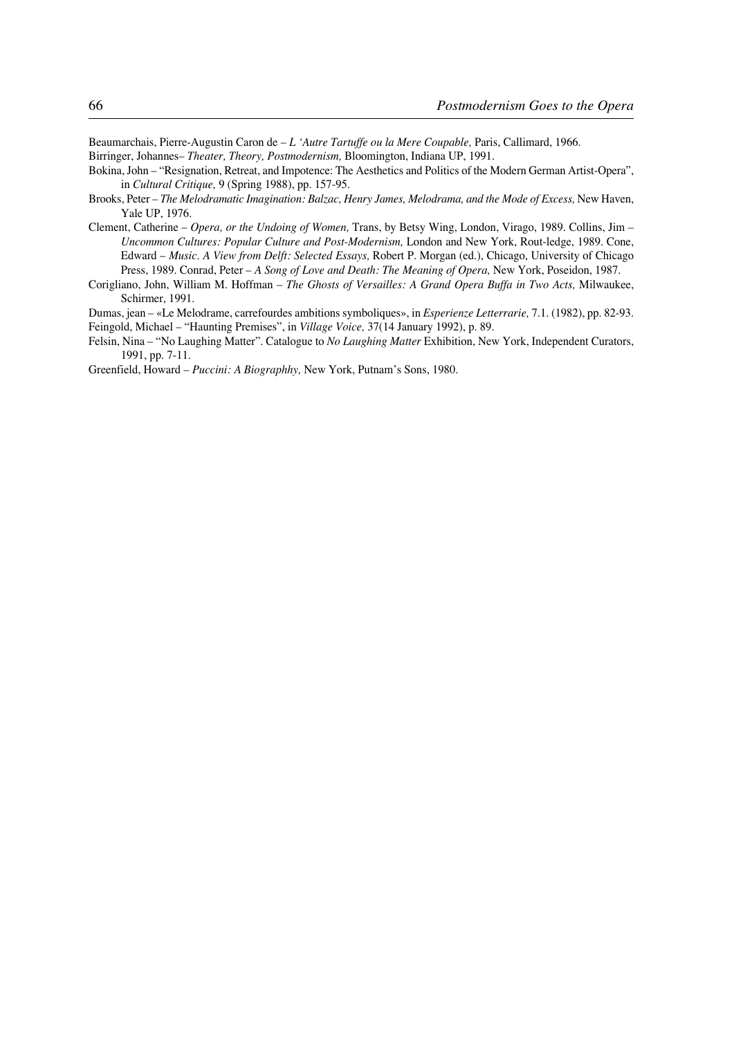Beaumarchais, Pierre-Augustin Caron de – *L 'Autre Tartuffe ou la Mere Coupable,* Paris, Callimard, 1966.

Birringer, Johannes– *Theater, Theory, Postmodernism,* Bloomington, Indiana UP, 1991.

Bokina, John – "Resignation, Retreat, and Impotence: The Aesthetics and Politics of the Modern German Artist-Opera", in *Cultural Critique,* 9 (Spring 1988), pp. 157-95.

Brooks, Peter – *The Melodramatic Imagination: Balzac, Henry James, Melodrama, and the Mode of Excess,* New Haven, Yale UP, 1976.

Clement, Catherine – *Opera, or the Undoing of Women,* Trans, by Betsy Wing, London, Virago, 1989. Collins, Jim – *Uncommon Cultures: Popular Culture and Post-Modernism,* London and New York, Rout-ledge, 1989. Cone, Edward – *Music. A View from Delft: Selected Essays,* Robert P. Morgan (ed.), Chicago, University of Chicago Press, 1989. Conrad, Peter – *A Song of Love and Death: The Meaning of Opera,* New York, Poseidon, 1987.

Corigliano, John, William M. Hoffman – *The Ghosts of Versailles: A Grand Opera Buffa in Two Acts,* Milwaukee, Schirmer, 1991.

Dumas, jean – «Le Melodrame, carrefourdes ambitions symboliques», in *Esperienze Letterrarie,* 7.1. (1982), pp. 82-93.

Feingold, Michael – "Haunting Premises", in *Village Voice,* 37(14 January 1992), p. 89.

Felsin, Nina – "No Laughing Matter". Catalogue to *No Laughing Matter* Exhibition, New York, Independent Curators, 1991, pp. 7-11.

Greenfield, Howard – *Puccini: A Biographhy,* New York, Putnam's Sons, 1980.